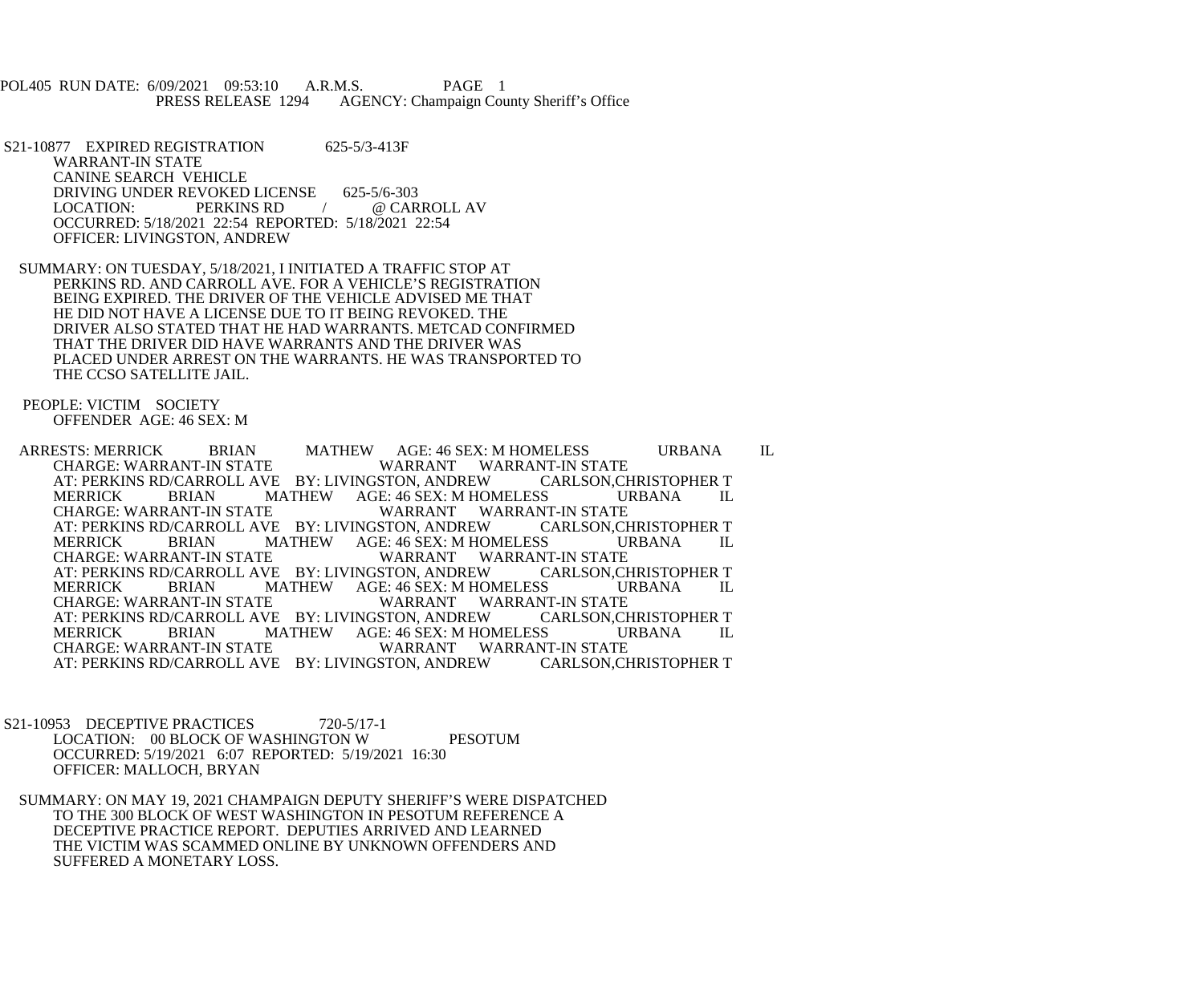POL405 RUN DATE: 6/09/2021 09:53:10 A.R.M.S. PAGE 1
PRESS RELEASE 1294 AGENCY: Champaign County Sheriff's Office

S21-10877 EXPIRED REGISTRATION 625-5/3-413F
WARRANT-IN STATE
CANINE SEARCH VEHICLE
DRIVING UNDER REVOKED LICENSE 625-5/6-303
LOCATION: PERKINS RD / @ CARROLL AV
OCCURRED: 5/18/2021 22:54 REPORTED: 5/18/2021 22:54
OFFICER: LIVINGSTON, ANDREW

SUMMARY: ON TUESDAY, 5/18/2021, I INITIATED A TRAFFIC STOP AT PERKINS RD. AND CARROLL AVE. FOR A VEHICLE'S REGISTRATION BEING EXPIRED. THE DRIVER OF THE VEHICLE ADVISED ME THAT HE DID NOT HAVE A LICENSE DUE TO IT BEING REVOKED. THE DRIVER ALSO STATED THAT HE HAD WARRANTS. METCAD CONFIRMED THAT THE DRIVER DID HAVE WARRANTS AND THE DRIVER WAS PLACED UNDER ARREST ON THE WARRANTS. HE WAS TRANSPORTED TO THE CCSO SATELLITE JAIL.

PEOPLE: VICTIM SOCIETY
OFFENDER AGE: 46 SEX: M

ARRESTS: MERRICK BRIAN MATHEW AGE: 46 SEX: M HOMELESS URBANA IL
CHARGE: WARRANT-IN STATE WARRANT WARRANT-IN STATE
AT: PERKINS RD/CARROLL AVE BY: LIVINGSTON, ANDREW CARLSON,CHRISTOPHER T
MERRICK BRIAN MATHEW AGE: 46 SEX: M HOMELESS URBANA IL
CHARGE: WARRANT-IN STATE WARRANT WARRANT-IN STATE
AT: PERKINS RD/CARROLL AVE BY: LIVINGSTON, ANDREW CARLSON,CHRISTOPHER T
MERRICK BRIAN MATHEW AGE: 46 SEX: M HOMELESS URBANA IL
CHARGE: WARRANT-IN STATE WARRANT WARRANT-IN STATE
AT: PERKINS RD/CARROLL AVE BY: LIVINGSTON, ANDREW CARLSON,CHRISTOPHER T
MERRICK BRIAN MATHEW AGE: 46 SEX: M HOMELESS URBANA IL
CHARGE: WARRANT-IN STATE WARRANT WARRANT-IN STATE
AT: PERKINS RD/CARROLL AVE BY: LIVINGSTON, ANDREW CARLSON,CHRISTOPHER T
MERRICK BRIAN MATHEW AGE: 46 SEX: M HOMELESS URBANA IL
CHARGE: WARRANT-IN STATE WARRANT WARRANT-IN STATE
AT: PERKINS RD/CARROLL AVE BY: LIVINGSTON, ANDREW CARLSON,CHRISTOPHER T

S21-10953 DECEPTIVE PRACTICES 720-5/17-1
LOCATION: 00 BLOCK OF WASHINGTON W PESOTUM
OCCURRED: 5/19/2021 6:07 REPORTED: 5/19/2021 16:30
OFFICER: MALLOCH, BRYAN

SUMMARY: ON MAY 19, 2021 CHAMPAIGN DEPUTY SHERIFF'S WERE DISPATCHED TO THE 300 BLOCK OF WEST WASHINGTON IN PESOTUM REFERENCE A DECEPTIVE PRACTICE REPORT. DEPUTIES ARRIVED AND LEARNED THE VICTIM WAS SCAMMED ONLINE BY UNKNOWN OFFENDERS AND SUFFERED A MONETARY LOSS.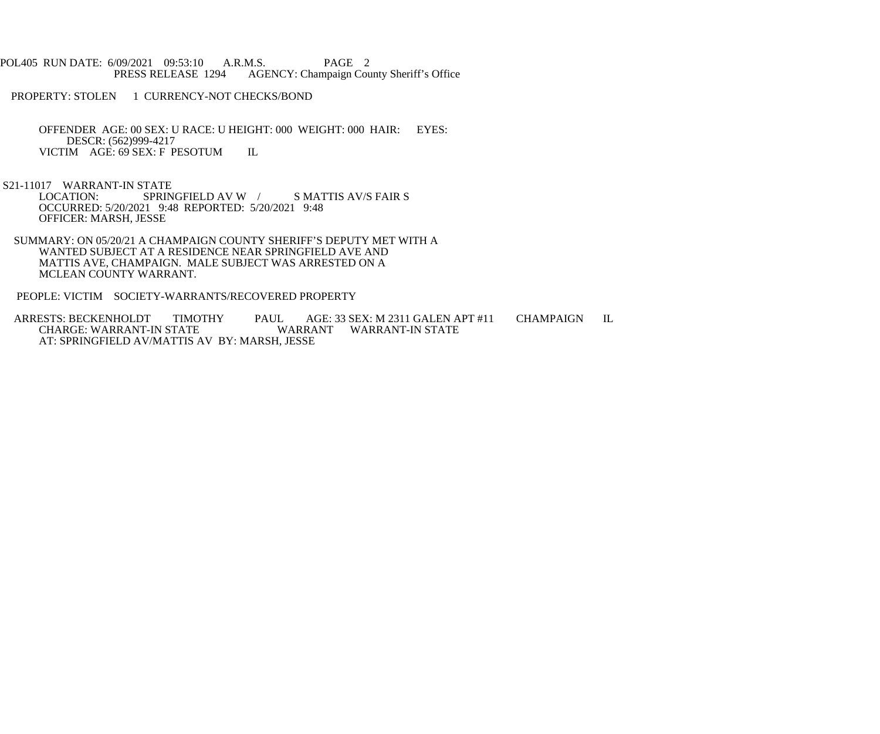PROPERTY: STOLEN 1 CURRENCY-NOT CHECKS/BOND

OFFENDER AGE: 00 SEX: U RACE: U HEIGHT: 000 WEIGHT: 000 HAIR: EYES:
DESCR: (562)999-4217
VICTIM AGE: 69 SEX: F PESOTUM IL

S21-11017 WARRANT-IN STATE
LOCATION: SPRINGFIELD AV W / S MATTIS AV/S FAIR S
OCCURRED: 5/20/2021 9:48 REPORTED: 5/20/2021 9:48
OFFICER: MARSH, JESSE

SUMMARY: ON 05/20/21 A CHAMPAIGN COUNTY SHERIFF'S DEPUTY MET WITH A WANTED SUBJECT AT A RESIDENCE NEAR SPRINGFIELD AVE AND MATTIS AVE, CHAMPAIGN. MALE SUBJECT WAS ARRESTED ON A MCLEAN COUNTY WARRANT.

PEOPLE: VICTIM SOCIETY-WARRANTS/RECOVERED PROPERTY

ARRESTS: BECKENHOLDT TIMOTHY PAUL AGE: 33 SEX: M 2311 GALEN APT #11 CHAMPAIGN IL
CHARGE: WARRANT-IN STATE WARRANT WARRANT-IN STATE
AT: SPRINGFIELD AV/MATTIS AV BY: MARSH, JESSE